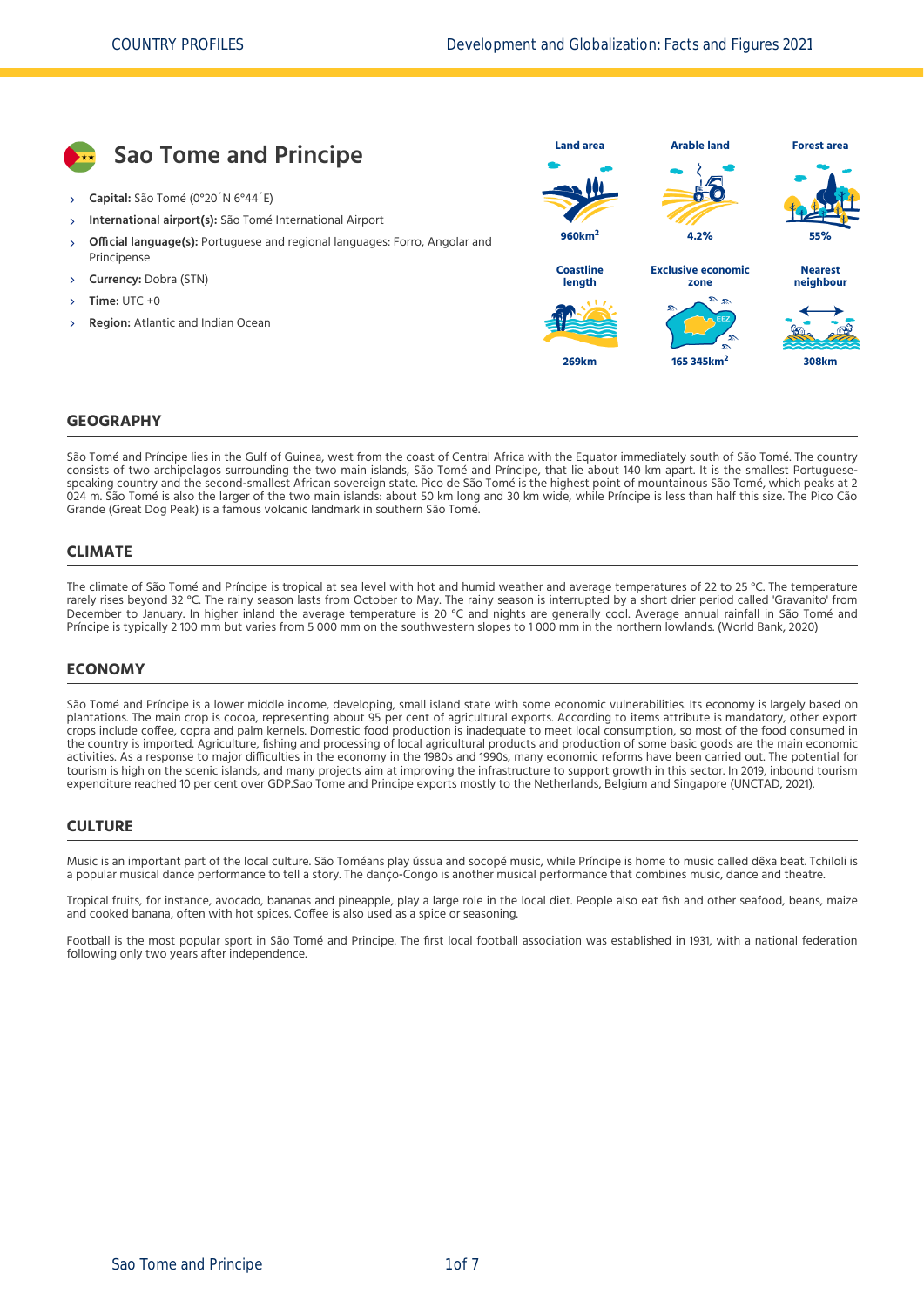# Sao Tome and Principe

- **Capital:** São Tomé (0°20´N 6°44´E)
- **International airport(s):** São Tomé International Airport
- **Official language(s):** Portuguese and regional languages: Forro, Angolar and Principense
- **Currency:** Dobra (STN)
- **Time:** UTC +0
- **Region:** Atlantic and Indian Ocean

| Land area | Arable land | Forest area |
| --- | --- | --- |
| 960km$^2$ | 4.2% | 55% |

| Coastline length | Exclusive economic zone | Nearest neighbour |
| --- | --- | --- |
| 269km | 165 345km$^2$ | 308km |

## GEOGRAPHY

São Tomé and Príncipe lies in the Gulf of Guinea, west from the coast of Central Africa with the Equator immediately south of São Tomé. The country consists of two archipelagos surrounding the two main islands, São Tomé and Príncipe, that lie about 140 km apart. It is the smallest Portuguese-speaking country and the second-smallest African sovereign state. Pico de São Tomé is the highest point of mountainous São Tomé, which peaks at 2 024 m. São Tomé is also the larger of the two main islands: about 50 km long and 30 km wide, while Príncipe is less than half this size. The Pico Cão Grande (Great Dog Peak) is a famous volcanic landmark in southern São Tomé.

## CLIMATE

The climate of São Tomé and Príncipe is tropical at sea level with hot and humid weather and average temperatures of 22 to 25 °C. The temperature rarely rises beyond 32 °C. The rainy season lasts from October to May. The rainy season is interrupted by a short drier period called 'Gravanito' from December to January. In higher inland the average temperature is 20 °C and nights are generally cool. Average annual rainfall in São Tomé and Príncipe is typically 2 100 mm but varies from 5 000 mm on the southwestern slopes to 1 000 mm in the northern lowlands. (World Bank, 2020)

## ECONOMY

São Tomé and Príncipe is a lower middle income, developing, small island state with some economic vulnerabilities. Its economy is largely based on plantations. The main crop is cocoa, representing about 95 per cent of agricultural exports. According to items attribute is mandatory, other export crops include coffee, copra and palm kernels. Domestic food production is inadequate to meet local consumption, so most of the food consumed in the country is imported. Agriculture, fishing and processing of local agricultural products and production of some basic goods are the main economic activities. As a response to major difficulties in the economy in the 1980s and 1990s, many economic reforms have been carried out. The potential for tourism is high on the scenic islands, and many projects aim at improving the infrastructure to support growth in this sector. In 2019, inbound tourism expenditure reached 10 per cent over GDP.Sao Tome and Principe exports mostly to the Netherlands, Belgium and Singapore (UNCTAD, 2021).

## CULTURE

Music is an important part of the local culture. São Toméans play ússua and socopé music, while Príncipe is home to music called dêxa beat. Tchiloli is a popular musical dance performance to tell a story. The danço-Congo is another musical performance that combines music, dance and theatre.

Tropical fruits, for instance, avocado, bananas and pineapple, play a large role in the local diet. People also eat fish and other seafood, beans, maize and cooked banana, often with hot spices. Coffee is also used as a spice or seasoning.

Football is the most popular sport in São Tomé and Principe. The first local football association was established in 1931, with a national federation following only two years after independence.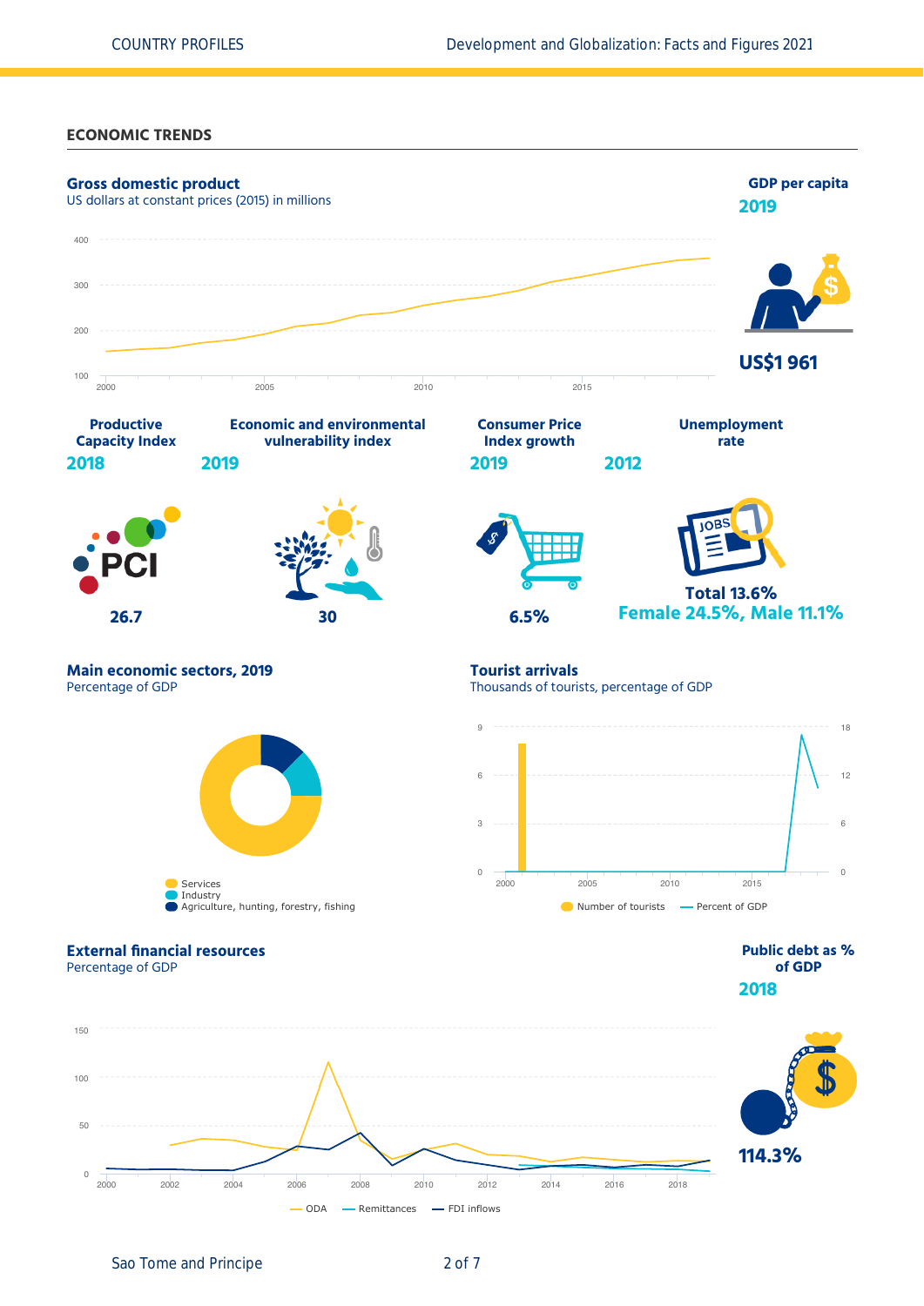## ECONOMIC TRENDS

### Gross domestic product

US dollars at constant prices (2015) in millions

### GDP per capita

**2019**

**US$1 961**

### Productive Capacity Index

**2018**

**26.7**

### Economic and environmental vulnerability index

**2019**

**30**

### Consumer Price Index growth

**2019**

**6.5%**

### Unemployment rate

**2012**

**Total 13.6%**

**Female 24.5%, Male 11.1%**

### Main economic sectors, 2019

Percentage of GDP

- Services
- Industry
- Agriculture, hunting, forestry, fishing

### Tourist arrivals

Thousands of tourists, percentage of GDP

- Number of tourists
- Percent of GDP

### External financial resources

Percentage of GDP

- ODA
- Remittances
- FDI inflows

### Public debt as % of GDP

**2018**

**114.3%**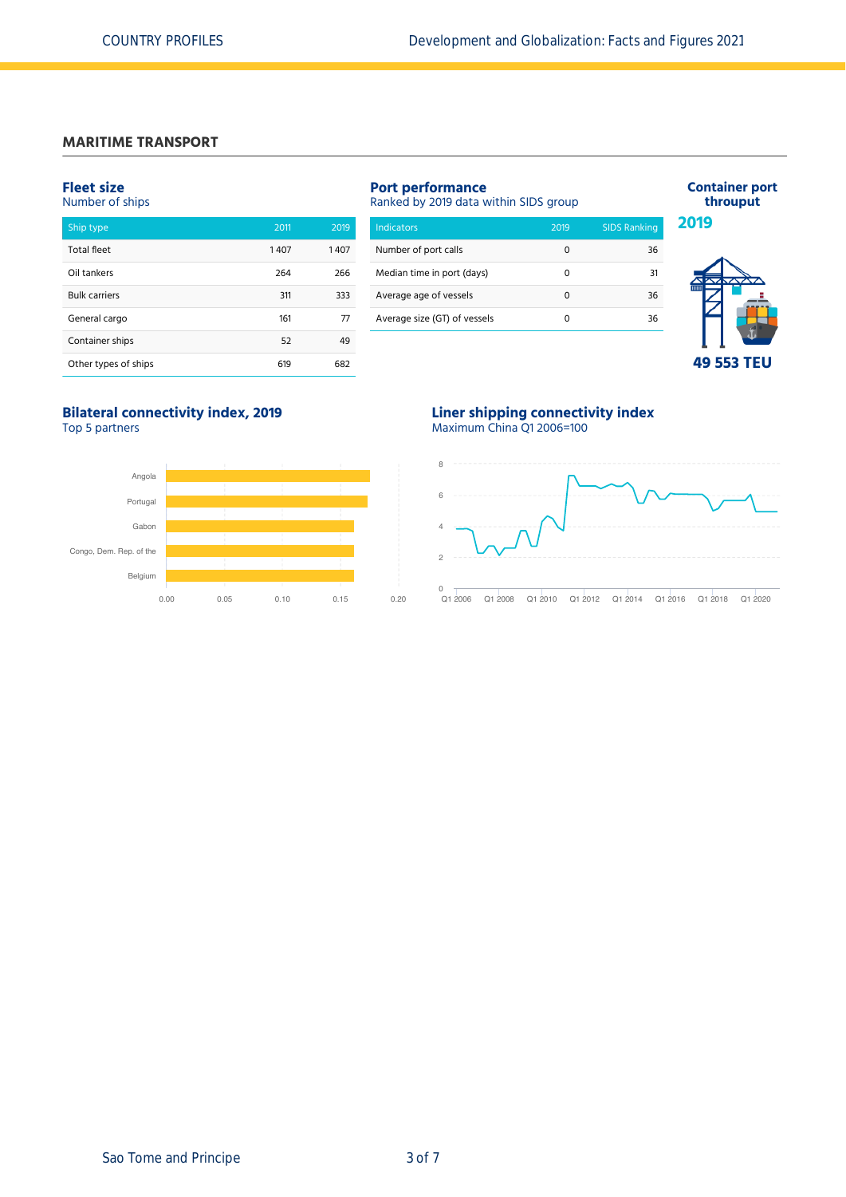## MARITIME TRANSPORT

### Fleet size

Number of ships

| Ship type | 2011 | 2019 |
|---|---|---|
| Total fleet | 1 407 | 1 407 |
| Oil tankers | 264 | 266 |
| Bulk carriers | 311 | 333 |
| General cargo | 161 | 77 |
| Container ships | 52 | 49 |
| Other types of ships | 619 | 682 |

### Port performance

Ranked by 2019 data within SIDS group

| Indicators | 2019 | SIDS Ranking |
|---|---|---|
| Number of port calls | 0 | 36 |
| Median time in port (days) | 0 | 31 |
| Average age of vessels | 0 | 36 |
| Average size (GT) of vessels | 0 | 36 |

### Container port throuput

**2019**

**49 553 TEU**

### Bilateral connectivity index, 2019

Top 5 partners

Angola
Portugal
Gabon
Congo, Dem. Rep. of the
Belgium

0.00 0.05 0.10 0.15 0.20

### Liner shipping connectivity index

Maximum China Q1 2006=100

0 2 4 6 8

Q1 2006 Q1 2008 Q1 2010 Q1 2012 Q1 2014 Q1 2016 Q1 2018 Q1 2020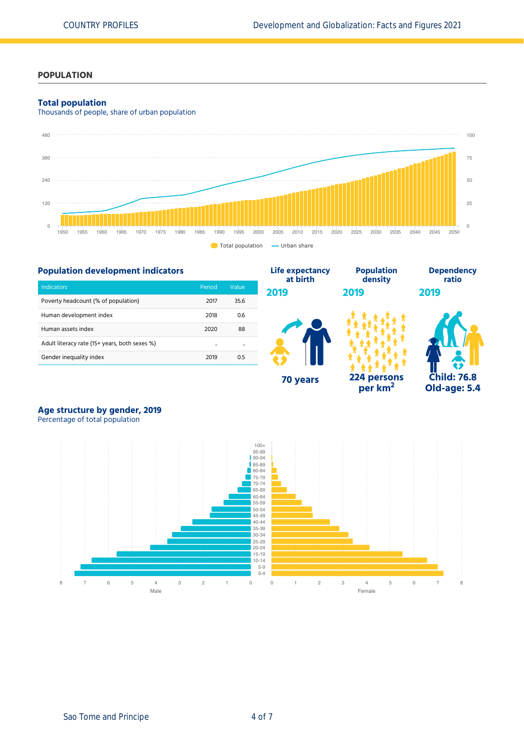## POPULATION

### Total population

Thousands of people, share of urban population

Total population — Urban share

### Population development indicators

| Indicators | Period | Value |
|---|---|---|
| Poverty headcount (% of population) | 2017 | 35.6 |
| Human development index | 2018 | 0.6 |
| Human assets index | 2020 | 88 |
| Adult literacy rate (15+ years, both sexes %) | .. | .. |
| Gender inequality index | 2019 | 0.5 |

**Life expectancy at birth**
**2019**
**70 years**

**Population density**
**2019**
**224 persons per km²**

**Dependency ratio**
**2019**
**Child: 76.8**
**Old-age: 5.4**

### Age structure by gender, 2019

Percentage of total population

Male — Female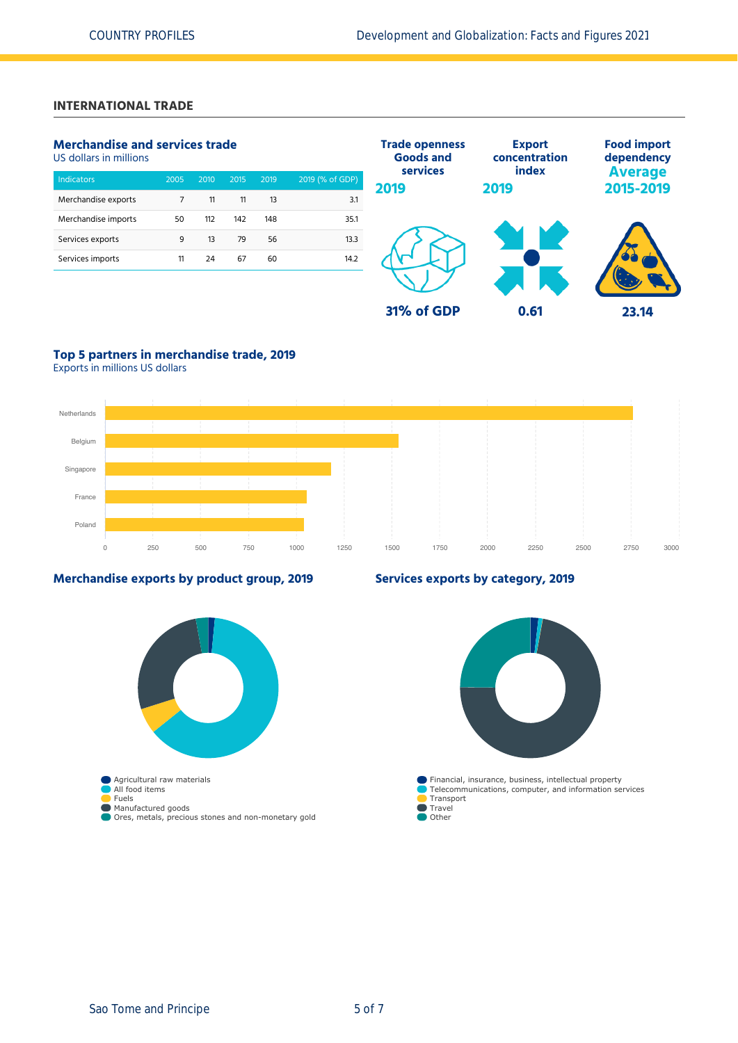## INTERNATIONAL TRADE

### Merchandise and services trade

US dollars in millions

| Indicators | 2005 | 2010 | 2015 | 2019 | 2019 (% of GDP) |
|---|---|---|---|---|---|
| Merchandise exports | 7 | 11 | 11 | 13 | 3.1 |
| Merchandise imports | 50 | 112 | 142 | 148 | 35.1 |
| Services exports | 9 | 13 | 79 | 56 | 13.3 |
| Services imports | 11 | 24 | 67 | 60 | 14.2 |

**Trade openness Goods and services 2019**

31% of GDP

**Export concentration index 2019**

0.61

**Food import dependency Average 2015-2019**

23.14

### Top 5 partners in merchandise trade, 2019

Exports in millions US dollars

Netherlands
Belgium
Singapore
France
Poland

0 250 500 750 1000 1250 1500 1750 2000 2250 2500 2750 3000

### Merchandise exports by product group, 2019

- Agricultural raw materials
- All food items
- Fuels
- Manufactured goods
- Ores, metals, precious stones and non-monetary gold

### Services exports by category, 2019

- Financial, insurance, business, intellectual property
- Telecommunications, computer, and information services
- Transport
- Travel
- Other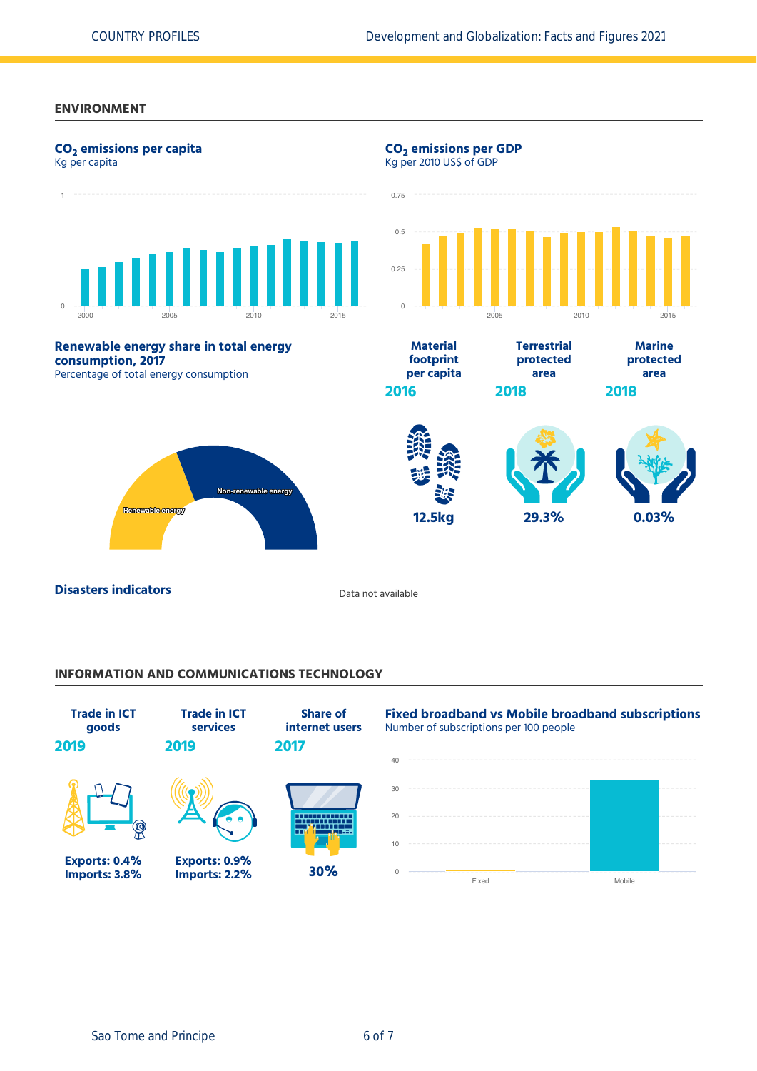## ENVIRONMENT

### $CO_2$ emissions per capita

Kg per capita

### $CO_2$ emissions per GDP

Kg per 2010 US$ of GDP

### Renewable energy share in total energy consumption, 2017

Percentage of total energy consumption

Renewable energy

Non-renewable energy

| Material footprint per capita | Terrestrial protected area | Marine protected area |
|---|---|---|
| 2016 | 2018 | 2018 |
| 12.5kg | 29.3% | 0.03% |

### Disasters indicators

Data not available

## INFORMATION AND COMMUNICATIONS TECHNOLOGY

| Trade in ICT goods | Trade in ICT services | Share of internet users |
|---|---|---|
| 2019 | 2019 | 2017 |
| Exports: 0.4%<br>Imports: 3.8% | Exports: 0.9%<br>Imports: 2.2% | 30% |

### Fixed broadband vs Mobile broadband subscriptions

Number of subscriptions per 100 people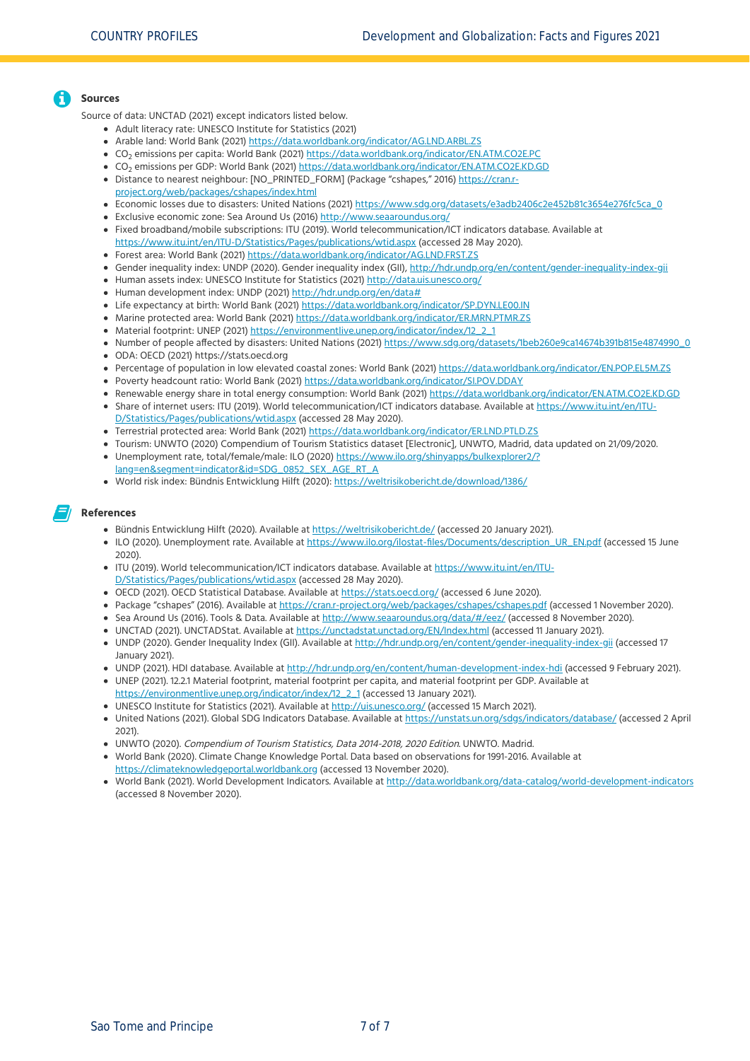## Sources

Source of data: UNCTAD (2021) except indicators listed below.

- Adult literacy rate: UNESCO Institute for Statistics (2021)
- Arable land: World Bank (2021) https://data.worldbank.org/indicator/AG.LND.ARBL.ZS
- $CO_2$ emissions per capita: World Bank (2021) https://data.worldbank.org/indicator/EN.ATM.CO2E.PC
- $CO_2$ emissions per GDP: World Bank (2021) https://data.worldbank.org/indicator/EN.ATM.CO2E.KD.GD
- Distance to nearest neighbour: [NO_PRINTED_FORM] (Package "cshapes," 2016) https://cran.r-project.org/web/packages/cshapes/index.html
- Economic losses due to disasters: United Nations (2021) https://www.sdg.org/datasets/e3adb2406c2e452b81c3654e276fc5ca_0
- Exclusive economic zone: Sea Around Us (2016) http://www.seaaroundus.org/
- Fixed broadband/mobile subscriptions: ITU (2019). World telecommunication/ICT indicators database. Available at https://www.itu.int/en/ITU-D/Statistics/Pages/publications/wtid.aspx (accessed 28 May 2020).
- Forest area: World Bank (2021) https://data.worldbank.org/indicator/AG.LND.FRST.ZS
- Gender inequality index: UNDP (2020). Gender inequality index (GII), http://hdr.undp.org/en/content/gender-inequality-index-gii
- Human assets index: UNESCO Institute for Statistics (2021) http://data.uis.unesco.org/
- Human development index: UNDP (2021) http://hdr.undp.org/en/data#
- Life expectancy at birth: World Bank (2021) https://data.worldbank.org/indicator/SP.DYN.LE00.IN
- Marine protected area: World Bank (2021) https://data.worldbank.org/indicator/ER.MRN.PTMR.ZS
- Material footprint: UNEP (2021) https://environmentlive.unep.org/indicator/index/12_2_1
- Number of people affected by disasters: United Nations (2021) https://www.sdg.org/datasets/1beb260e9ca14674b391b815e4874990_0
- ODA: OECD (2021) https://stats.oecd.org
- Percentage of population in low elevated coastal zones: World Bank (2021) https://data.worldbank.org/indicator/EN.POP.EL5M.ZS
- Poverty headcount ratio: World Bank (2021) https://data.worldbank.org/indicator/SI.POV.DDAY
- Renewable energy share in total energy consumption: World Bank (2021) https://data.worldbank.org/indicator/EN.ATM.CO2E.KD.GD
- Share of internet users: ITU (2019). World telecommunication/ICT indicators database. Available at https://www.itu.int/en/ITU-D/Statistics/Pages/publications/wtid.aspx (accessed 28 May 2020).
- Terrestrial protected area: World Bank (2021) https://data.worldbank.org/indicator/ER.LND.PTLD.ZS
- Tourism: UNWTO (2020) Compendium of Tourism Statistics dataset [Electronic], UNWTO, Madrid, data updated on 21/09/2020.
- Unemployment rate, total/female/male: ILO (2020) https://www.ilo.org/shinyapps/bulkexplorer2/?lang=en&segment=indicator&id=SDG_0852_SEX_AGE_RT_A
- World risk index: Bündnis Entwicklung Hilft (2020): https://weltrisikobericht.de/download/1386/

## References

- Bündnis Entwicklung Hilft (2020). Available at https://weltrisikobericht.de/ (accessed 20 January 2021).
- ILO (2020). Unemployment rate. Available at https://www.ilo.org/ilostat-files/Documents/description_UR_EN.pdf (accessed 15 June 2020).
- ITU (2019). World telecommunication/ICT indicators database. Available at https://www.itu.int/en/ITU-D/Statistics/Pages/publications/wtid.aspx (accessed 28 May 2020).
- OECD (2021). OECD Statistical Database. Available at https://stats.oecd.org/ (accessed 6 June 2020).
- Package "cshapes" (2016). Available at https://cran.r-project.org/web/packages/cshapes/cshapes.pdf (accessed 1 November 2020).
- Sea Around Us (2016). Tools & Data. Available at http://www.seaaroundus.org/data/#/eez/ (accessed 8 November 2020).
- UNCTAD (2021). UNCTADStat. Available at https://unctadstat.unctad.org/EN/Index.html (accessed 11 January 2021).
- UNDP (2020). Gender Inequality Index (GII). Available at http://hdr.undp.org/en/content/gender-inequality-index-gii (accessed 17 January 2021).
- UNDP (2021). HDI database. Available at http://hdr.undp.org/en/content/human-development-index-hdi (accessed 9 February 2021).
- UNEP (2021). 12.2.1 Material footprint, material footprint per capita, and material footprint per GDP. Available at https://environmentlive.unep.org/indicator/index/12_2_1 (accessed 13 January 2021).
- UNESCO Institute for Statistics (2021). Available at http://uis.unesco.org/ (accessed 15 March 2021).
- United Nations (2021). Global SDG Indicators Database. Available at https://unstats.un.org/sdgs/indicators/database/ (accessed 2 April 2021).
- UNWTO (2020). *Compendium of Tourism Statistics, Data 2014-2018, 2020 Edition*. UNWTO. Madrid.
- World Bank (2020). Climate Change Knowledge Portal. Data based on observations for 1991-2016. Available at https://climateknowledgeportal.worldbank.org (accessed 13 November 2020).
- World Bank (2021). World Development Indicators. Available at http://data.worldbank.org/data-catalog/world-development-indicators (accessed 8 November 2020).